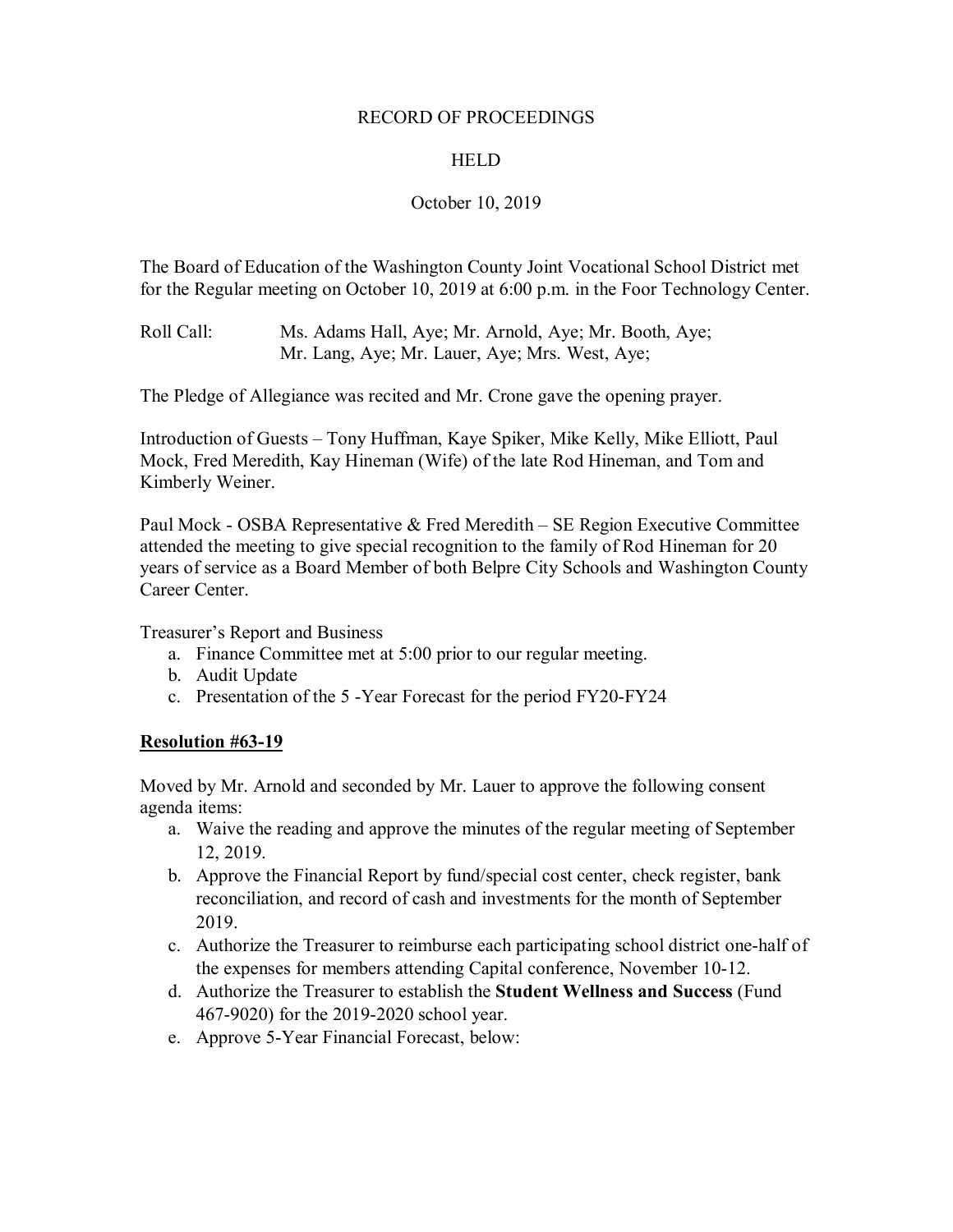RECORD OF PROCEEDINGS

HELD

October 10, 2019

The Board of Education of the Washington County Joint Vocational School District met for the Regular meeting on October 10, 2019 at 6:00 p.m. in the Foor Technology Center.

Roll Call: Ms. Adams Hall, Aye; Mr. Arnold, Aye; Mr. Booth, Aye; Mr. Lang, Aye; Mr. Lauer, Aye; Mrs. West, Aye;

The Pledge of Allegiance was recited and Mr. Crone gave the opening prayer.

Introduction of Guests – Tony Huffman, Kaye Spiker, Mike Kelly, Mike Elliott, Paul Mock, Fred Meredith, Kay Hineman (Wife) of the late Rod Hineman, and Tom and Kimberly Weiner.

Paul Mock - OSBA Representative & Fred Meredith – SE Region Executive Committee attended the meeting to give special recognition to the family of Rod Hineman for 20 years of service as a Board Member of both Belpre City Schools and Washington County Career Center.

Treasurer's Report and Business

a. Finance Committee met at 5:00 prior to our regular meeting.
b. Audit Update
c. Presentation of the 5 -Year Forecast for the period FY20-FY24

**Resolution #63-19**

Moved by Mr. Arnold and seconded by Mr. Lauer to approve the following consent agenda items:

a. Waive the reading and approve the minutes of the regular meeting of September 12, 2019.
b. Approve the Financial Report by fund/special cost center, check register, bank reconciliation, and record of cash and investments for the month of September 2019.
c. Authorize the Treasurer to reimburse each participating school district one-half of the expenses for members attending Capital conference, November 10-12.
d. Authorize the Treasurer to establish the **Student Wellness and Success** (Fund 467-9020) for the 2019-2020 school year.
e. Approve 5-Year Financial Forecast, below: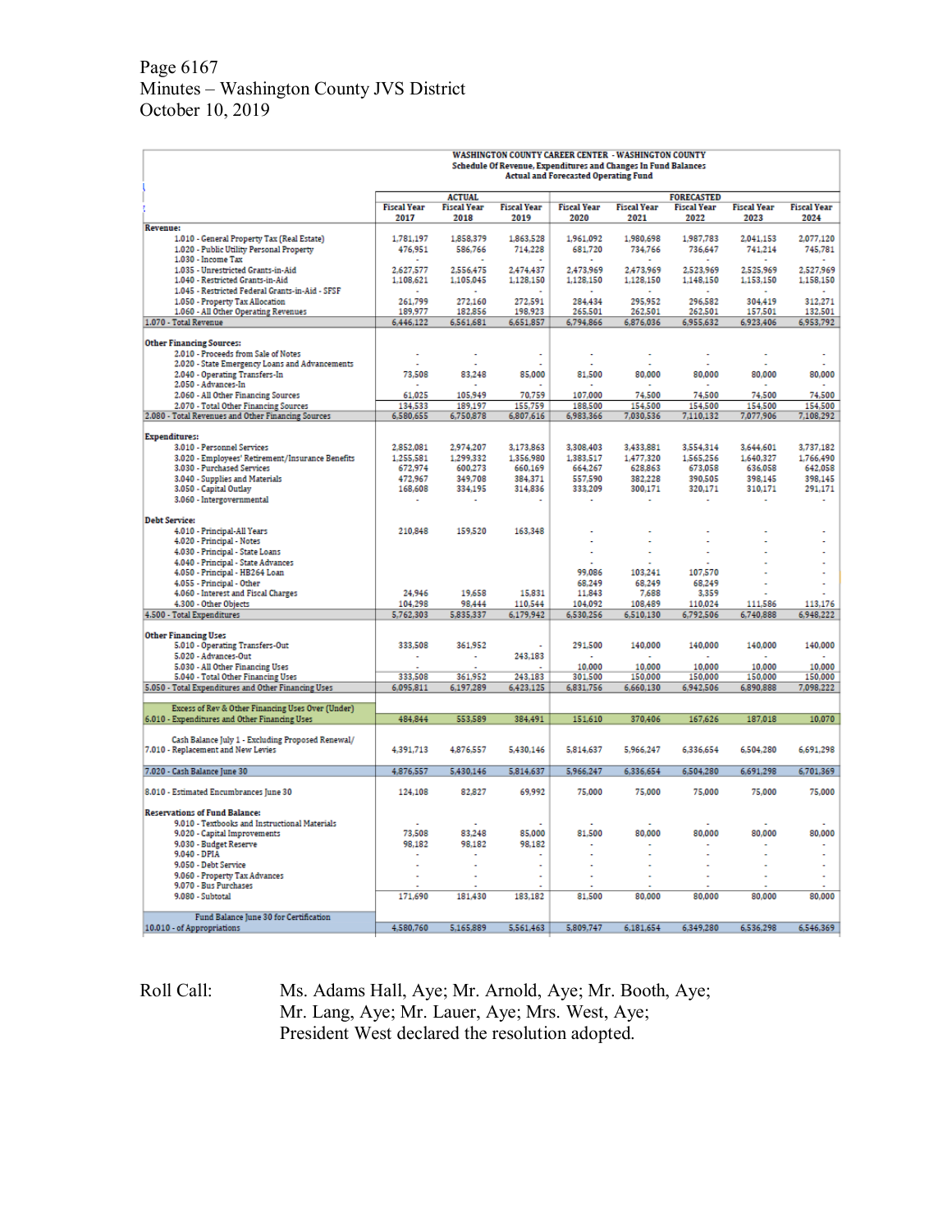Page 6167
Minutes – Washington County JVS District
October 10, 2019

**WASHINGTON COUNTY CAREER CENTER - WASHINGTON COUNTY**
**Schedule Of Revenue, Expenditures and Changes In Fund Balances**
**Actual and Forecasted Operating Fund**

| | ACTUAL | | | FORECASTED | | | | |
|---|---|---|---|---|---|---|---|---|
| | Fiscal Year 2017 | Fiscal Year 2018 | Fiscal Year 2019 | Fiscal Year 2020 | Fiscal Year 2021 | Fiscal Year 2022 | Fiscal Year 2023 | Fiscal Year 2024 |
| **Revenue:** | | | | | | | | |
| 1.010 - General Property Tax (Real Estate) | 1,781,197 | 1,858,379 | 1,863,528 | 1,961,092 | 1,980,698 | 1,987,783 | 2,041,153 | 2,077,120 |
| 1.020 - Public Utility Personal Property | 476,951 | 586,766 | 714,228 | 681,720 | 734,766 | 736,647 | 741,214 | 745,781 |
| 1.030 - Income Tax | - | - | - | - | - | - | - | - |
| 1.035 - Unrestricted Grants-in-Aid | 2,627,577 | 2,556,475 | 2,474,437 | 2,473,969 | 2,473,969 | 2,523,969 | 2,525,969 | 2,527,969 |
| 1.040 - Restricted Grants-in-Aid | 1,108,621 | 1,105,045 | 1,128,150 | 1,128,150 | 1,128,150 | 1,148,150 | 1,153,150 | 1,158,150 |
| 1.045 - Restricted Federal Grants-in-Aid - SFSF | - | - | - | - | - | - | - | - |
| 1.050 - Property Tax Allocation | 261,799 | 272,160 | 272,591 | 284,434 | 295,952 | 296,582 | 304,419 | 312,271 |
| 1.060 - All Other Operating Revenues | 189,977 | 182,856 | 198,923 | 265,501 | 262,501 | 262,501 | 157,501 | 132,501 |
| 1.070 - Total Revenue | 6,446,122 | 6,561,681 | 6,651,857 | 6,794,866 | 6,876,036 | 6,955,632 | 6,923,406 | 6,953,792 |
| **Other Financing Sources:** | | | | | | | | |
| 2.010 - Proceeds from Sale of Notes | - | - | - | - | - | - | - | - |
| 2.020 - State Emergency Loans and Advancements | - | - | - | - | - | - | - | - |
| 2.040 - Operating Transfers-In | 73,508 | 83,248 | 85,000 | 81,500 | 80,000 | 80,000 | 80,000 | 80,000 |
| 2.050 - Advances-In | - | - | - | - | - | - | - | - |
| 2.060 - All Other Financing Sources | 61,025 | 105,949 | 70,759 | 107,000 | 74,500 | 74,500 | 74,500 | 74,500 |
| 2.070 - Total Other Financing Sources | 134,533 | 189,197 | 155,759 | 188,500 | 154,500 | 154,500 | 154,500 | 154,500 |
| 2.080 - Total Revenues and Other Financing Sources | 6,580,655 | 6,750,878 | 6,807,616 | 6,983,366 | 7,030,536 | 7,110,132 | 7,077,906 | 7,108,292 |
| **Expenditures:** | | | | | | | | |
| 3.010 - Personnel Services | 2,852,081 | 2,974,207 | 3,173,863 | 3,308,403 | 3,433,881 | 3,554,314 | 3,644,601 | 3,737,182 |
| 3.020 - Employees' Retirement/Insurance Benefits | 1,255,581 | 1,299,332 | 1,356,980 | 1,383,517 | 1,477,320 | 1,565,256 | 1,640,327 | 1,766,490 |
| 3.030 - Purchased Services | 672,974 | 600,273 | 660,169 | 664,267 | 628,863 | 673,058 | 636,058 | 642,058 |
| 3.040 - Supplies and Materials | 472,967 | 349,708 | 384,371 | 557,590 | 382,228 | 390,505 | 398,145 | 398,145 |
| 3.050 - Capital Outlay | 168,608 | 334,195 | 314,836 | 333,209 | 300,171 | 320,171 | 310,171 | 291,171 |
| 3.060 - Intergovernmental | - | - | - | - | - | - | - | - |
| **Debt Service:** | | | | | | | | |
| 4.010 - Principal-All Years | 210,848 | 159,520 | 163,348 | - | - | - | - | - |
| 4.020 - Principal - Notes | | | | - | - | - | - | - |
| 4.030 - Principal - State Loans | | | | - | - | - | - | - |
| 4.040 - Principal - State Advances | | | | - | - | - | - | - |
| 4.050 - Principal - HB264 Loan | | | | 99,086 | 103,241 | 107,570 | - | - |
| 4.055 - Principal - Other | | | | 68,249 | 68,249 | 68,249 | - | - |
| 4.060 - Interest and Fiscal Charges | 24,946 | 19,658 | 15,831 | 11,843 | 7,688 | 3,359 | - | - |
| 4.300 - Other Objects | 104,298 | 98,444 | 110,544 | 104,092 | 108,489 | 110,024 | 111,586 | 113,176 |
| 4.500 - Total Expenditures | 5,762,303 | 5,835,337 | 6,179,942 | 6,530,256 | 6,510,130 | 6,792,506 | 6,740,888 | 6,948,222 |
| **Other Financing Uses** | | | | | | | | |
| 5.010 - Operating Transfers-Out | 333,508 | 361,952 | - | 291,500 | 140,000 | 140,000 | 140,000 | 140,000 |
| 5.020 - Advances-Out | - | - | 243,183 | - | - | - | - | - |
| 5.030 - All Other Financing Uses | - | - | - | 10,000 | 10,000 | 10,000 | 10,000 | 10,000 |
| 5.040 - Total Other Financing Uses | 333,508 | 361,952 | 243,183 | 301,500 | 150,000 | 150,000 | 150,000 | 150,000 |
| 5.050 - Total Expenditures and Other Financing Uses | 6,095,811 | 6,197,289 | 6,423,125 | 6,831,756 | 6,660,130 | 6,942,506 | 6,890,888 | 7,098,222 |
| 6.010 - Excess of Rev & Other Financing Uses Over (Under) Expenditures and Other Financing Uses | 484,844 | 553,589 | 384,491 | 151,610 | 370,406 | 167,626 | 187,018 | 10,070 |
| 7.010 - Cash Balance July 1 - Excluding Proposed Renewal/ Replacement and New Levies | 4,391,713 | 4,876,557 | 5,430,146 | 5,814,637 | 5,966,247 | 6,336,654 | 6,504,280 | 6,691,298 |
| 7.020 - Cash Balance June 30 | 4,876,557 | 5,430,146 | 5,814,637 | 5,966,247 | 6,336,654 | 6,504,280 | 6,691,298 | 6,701,369 |
| 8.010 - Estimated Encumbrances June 30 | 124,108 | 82,827 | 69,992 | 75,000 | 75,000 | 75,000 | 75,000 | 75,000 |
| **Reservations of Fund Balance:** | | | | | | | | |
| 9.010 - Textbooks and Instructional Materials | - | - | - | - | - | - | - | - |
| 9.020 - Capital Improvements | 73,508 | 83,248 | 85,000 | 81,500 | 80,000 | 80,000 | 80,000 | 80,000 |
| 9.030 - Budget Reserve | 98,182 | 98,182 | 98,182 | - | - | - | - | - |
| 9.040 - DPIA | - | - | - | - | - | - | - | - |
| 9.050 - Debt Service | - | - | - | - | - | - | - | - |
| 9.060 - Property Tax Advances | - | - | - | - | - | - | - | - |
| 9.070 - Bus Purchases | - | - | - | - | - | - | - | - |
| 9.080 - Subtotal | 171,690 | 181,430 | 183,182 | 81,500 | 80,000 | 80,000 | 80,000 | 80,000 |
| 10.010 - Fund Balance June 30 for Certification of Appropriations | 4,580,760 | 5,165,889 | 5,561,463 | 5,809,747 | 6,181,654 | 6,349,280 | 6,536,298 | 6,546,369 |

Roll Call: Ms. Adams Hall, Aye; Mr. Arnold, Aye; Mr. Booth, Aye; Mr. Lang, Aye; Mr. Lauer, Aye; Mrs. West, Aye; President West declared the resolution adopted.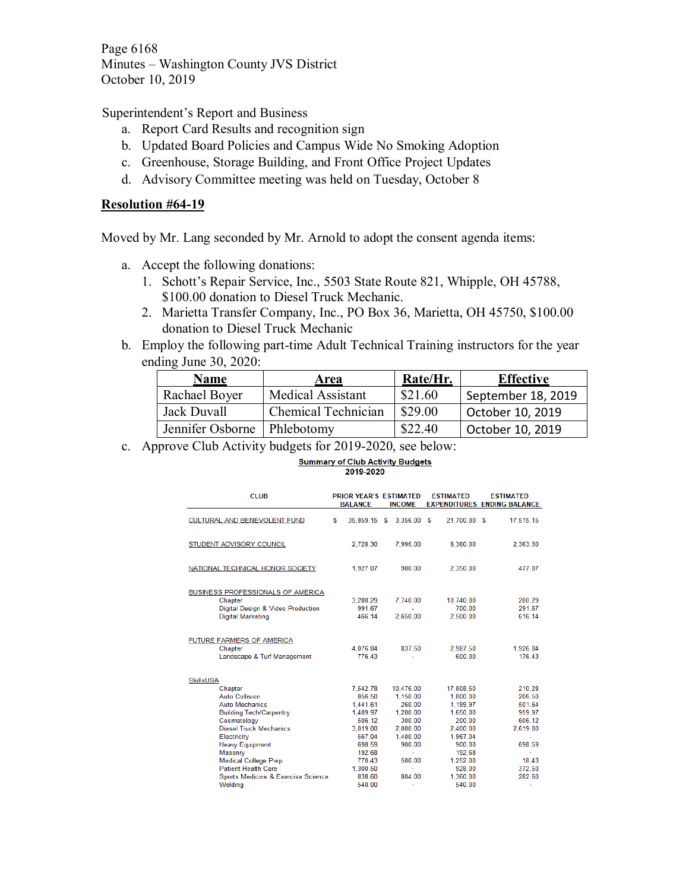Page 6168
Minutes – Washington County JVS District
October 10, 2019

Superintendent's Report and Business

a. Report Card Results and recognition sign
b. Updated Board Policies and Campus Wide No Smoking Adoption
c. Greenhouse, Storage Building, and Front Office Project Updates
d. Advisory Committee meeting was held on Tuesday, October 8

**Resolution #64-19**

Moved by Mr. Lang seconded by Mr. Arnold to adopt the consent agenda items:

a. Accept the following donations:
   1. Schott's Repair Service, Inc., 5503 State Route 821, Whipple, OH 45788, $100.00 donation to Diesel Truck Mechanic.
   2. Marietta Transfer Company, Inc., PO Box 36, Marietta, OH 45750, $100.00 donation to Diesel Truck Mechanic
b. Employ the following part-time Adult Technical Training instructors for the year ending June 30, 2020:

| Name | Area | Rate/Hr. | Effective |
|---|---|---|---|
| Rachael Boyer | Medical Assistant | $21.60 | September 18, 2019 |
| Jack Duvall | Chemical Technician | $29.00 | October 10, 2019 |
| Jennifer Osborne | Phlebotomy | $22.40 | October 10, 2019 |

c. Approve Club Activity budgets for 2019-2020, see below:

**Summary of Club Activity Budgets**
**2019-2020**

| CLUB | PRIOR YEAR'S BALANCE | ESTIMATED INCOME | ESTIMATED EXPENDITURES | ESTIMATED ENDING BALANCE |
|---|---|---|---|---|
| CULTURAL AND BENEVOLENT FUND | $ 35,859.15 | $ 3,356.00 | $ 21,700.00 | $ 17,515.15 |
| STUDENT ADVISORY COUNCIL | 2,728.30 | 7,995.00 | 8,360.00 | 2,363.30 |
| NATIONAL TECHNICAL HONOR SOCIETY | 1,927.07 | 900.00 | 2,350.00 | 477.07 |
| BUSINESS PROFESSIONALS OF AMERICA | | | | |
| Chapter | 3,280.29 | 7,740.00 | 10,740.00 | 280.29 |
| Digital Design & Video Production | 991.67 | - | 700.00 | 291.67 |
| Digital Marketing | 466.14 | 2,650.00 | 2,500.00 | 616.14 |
| FUTURE FARMERS OF AMERICA | | | | |
| Chapter | 4,076.84 | 837.50 | 2,987.50 | 1,926.84 |
| Landscape & Turf Management | 776.43 | - | 600.00 | 176.43 |
| SkillsUSA | | | | |
| Chapter | 7,542.78 | 10,476.00 | 17,808.50 | 210.28 |
| Auto Collision | 856.50 | 1,150.00 | 1,800.00 | 206.50 |
| Auto Mechanics | 1,441.61 | 260.00 | 1,199.97 | 501.64 |
| Building Tech/Carpentry | 1,409.97 | 1,200.00 | 1,650.00 | 959.97 |
| Cosmetology | 506.12 | 300.00 | 200.00 | 606.12 |
| Diesel Truck Mechanics | 3,019.00 | 2,000.00 | 2,400.00 | 2,619.00 |
| Electricity | 567.04 | 1,400.00 | 1,967.04 | - |
| Heavy Equipment | 698.59 | 900.00 | 900.00 | 698.59 |
| Masonry | 192.68 | - | 192.68 | - |
| Medical College Prep | 770.43 | 500.00 | 1,252.00 | 18.43 |
| Patient Health Care | 1,300.50 | - | 928.00 | 372.50 |
| Sports Medicine & Exercise Science | 838.60 | 804.00 | 1,360.00 | 282.60 |
| Welding | 540.00 | - | 540.00 | - |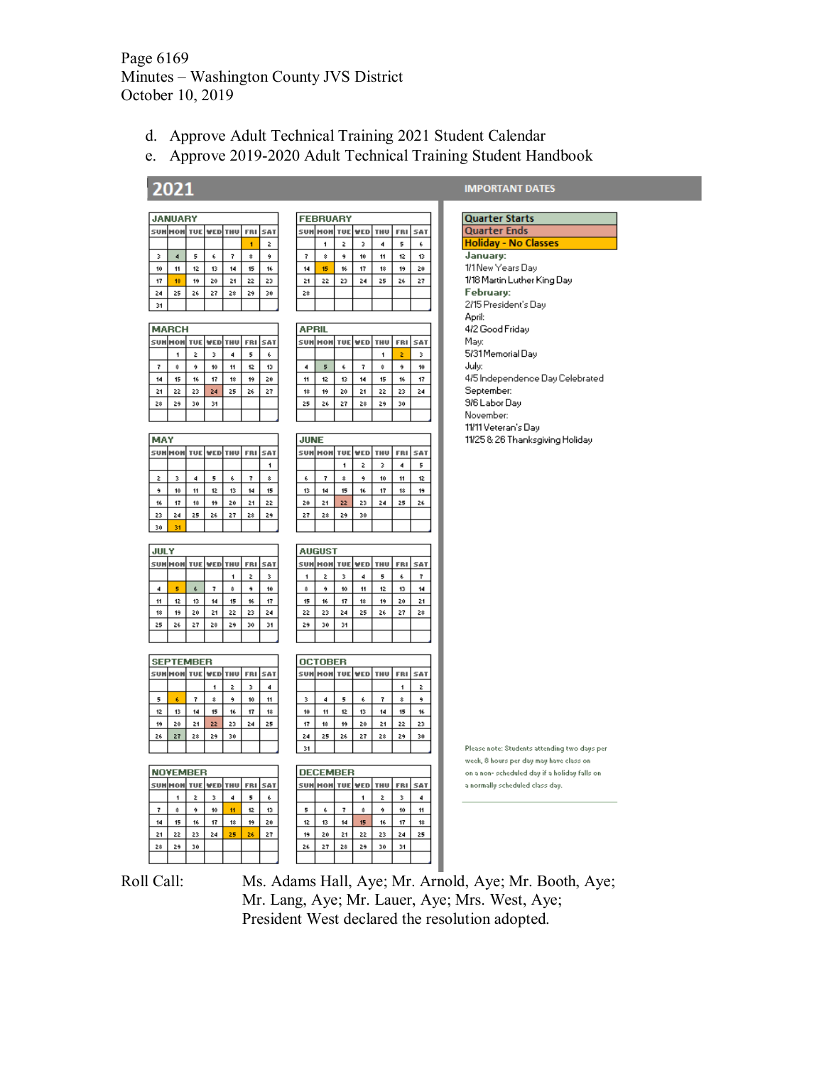Page 6169
Minutes – Washington County JVS District
October 10, 2019

d. Approve Adult Technical Training 2021 Student Calendar
e. Approve 2019-2020 Adult Technical Training Student Handbook

## 2021

**JANUARY**

| SUN | MON | TUE | WED | THU | FRI | SAT |
|---|---|---|---|---|---|---|
| | | | | | 1 | 2 |
| 3 | 4 | 5 | 6 | 7 | 8 | 9 |
| 10 | 11 | 12 | 13 | 14 | 15 | 16 |
| 17 | 18 | 19 | 20 | 21 | 22 | 23 |
| 24 | 25 | 26 | 27 | 28 | 29 | 30 |
| 31 | | | | | | |

**FEBRUARY**

| SUN | MON | TUE | WED | THU | FRI | SAT |
|---|---|---|---|---|---|---|
| | 1 | 2 | 3 | 4 | 5 | 6 |
| 7 | 8 | 9 | 10 | 11 | 12 | 13 |
| 14 | 15 | 16 | 17 | 18 | 19 | 20 |
| 21 | 22 | 23 | 24 | 25 | 26 | 27 |
| 28 | | | | | | |

**MARCH**

| SUN | MON | TUE | WED | THU | FRI | SAT |
|---|---|---|---|---|---|---|
| | 1 | 2 | 3 | 4 | 5 | 6 |
| 7 | 8 | 9 | 10 | 11 | 12 | 13 |
| 14 | 15 | 16 | 17 | 18 | 19 | 20 |
| 21 | 22 | 23 | 24 | 25 | 26 | 27 |
| 28 | 29 | 30 | 31 | | | |

**APRIL**

| SUN | MON | TUE | WED | THU | FRI | SAT |
|---|---|---|---|---|---|---|
| | | | | 1 | 2 | 3 |
| 4 | 5 | 6 | 7 | 8 | 9 | 10 |
| 11 | 12 | 13 | 14 | 15 | 16 | 17 |
| 18 | 19 | 20 | 21 | 22 | 23 | 24 |
| 25 | 26 | 27 | 28 | 29 | 30 | |

**MAY**

| SUN | MON | TUE | WED | THU | FRI | SAT |
|---|---|---|---|---|---|---|
| | | | | | | 1 |
| 2 | 3 | 4 | 5 | 6 | 7 | 8 |
| 9 | 10 | 11 | 12 | 13 | 14 | 15 |
| 16 | 17 | 18 | 19 | 20 | 21 | 22 |
| 23 | 24 | 25 | 26 | 27 | 28 | 29 |
| 30 | 31 | | | | | |

**JUNE**

| SUN | MON | TUE | WED | THU | FRI | SAT |
|---|---|---|---|---|---|---|
| | | 1 | 2 | 3 | 4 | 5 |
| 6 | 7 | 8 | 9 | 10 | 11 | 12 |
| 13 | 14 | 15 | 16 | 17 | 18 | 19 |
| 20 | 21 | 22 | 23 | 24 | 25 | 26 |
| 27 | 28 | 29 | 30 | | | |

**JULY**

| SUN | MON | TUE | WED | THU | FRI | SAT |
|---|---|---|---|---|---|---|
| | | | | 1 | 2 | 3 |
| 4 | 5 | 6 | 7 | 8 | 9 | 10 |
| 11 | 12 | 13 | 14 | 15 | 16 | 17 |
| 18 | 19 | 20 | 21 | 22 | 23 | 24 |
| 25 | 26 | 27 | 28 | 29 | 30 | 31 |

**AUGUST**

| SUN | MON | TUE | WED | THU | FRI | SAT |
|---|---|---|---|---|---|---|
| 1 | 2 | 3 | 4 | 5 | 6 | 7 |
| 8 | 9 | 10 | 11 | 12 | 13 | 14 |
| 15 | 16 | 17 | 18 | 19 | 20 | 21 |
| 22 | 23 | 24 | 25 | 26 | 27 | 28 |
| 29 | 30 | 31 | | | | |

**SEPTEMBER**

| SUN | MON | TUE | WED | THU | FRI | SAT |
|---|---|---|---|---|---|---|
| | | | 1 | 2 | 3 | 4 |
| 5 | 6 | 7 | 8 | 9 | 10 | 11 |
| 12 | 13 | 14 | 15 | 16 | 17 | 18 |
| 19 | 20 | 21 | 22 | 23 | 24 | 25 |
| 26 | 27 | 28 | 29 | 30 | | |

**OCTOBER**

| SUN | MON | TUE | WED | THU | FRI | SAT |
|---|---|---|---|---|---|---|
| | | | | | 1 | 2 |
| 3 | 4 | 5 | 6 | 7 | 8 | 9 |
| 10 | 11 | 12 | 13 | 14 | 15 | 16 |
| 17 | 18 | 19 | 20 | 21 | 22 | 23 |
| 24 | 25 | 26 | 27 | 28 | 29 | 30 |
| 31 | | | | | | |

**NOVEMBER**

| SUN | MON | TUE | WED | THU | FRI | SAT |
|---|---|---|---|---|---|---|
| | 1 | 2 | 3 | 4 | 5 | 6 |
| 7 | 8 | 9 | 10 | 11 | 12 | 13 |
| 14 | 15 | 16 | 17 | 18 | 19 | 20 |
| 21 | 22 | 23 | 24 | 25 | 26 | 27 |
| 28 | 29 | 30 | | | | |

**DECEMBER**

| SUN | MON | TUE | WED | THU | FRI | SAT |
|---|---|---|---|---|---|---|
| | | | 1 | 2 | 3 | 4 |
| 5 | 6 | 7 | 8 | 9 | 10 | 11 |
| 12 | 13 | 14 | 15 | 16 | 17 | 18 |
| 19 | 20 | 21 | 22 | 23 | 24 | 25 |
| 26 | 27 | 28 | 29 | 30 | 31 | |

### IMPORTANT DATES

- Quarter Starts
- Quarter Ends
- Holiday - No Classes

**January:**
1/1 New Years Day
1/18 Martin Luther King Day

**February:**
2/15 President's Day

April:
4/2 Good Friday

May:
5/31 Memorial Day

July:
4/5 Independence Day Celebrated

September:
9/6 Labor Day

November:
11/11 Veteran's Day
11/25 & 26 Thanksgiving Holiday

Please note: Students attending two days per week, 8 hours per day may have class on a non-scheduled day if a holiday falls on a normally scheduled class day.

Roll Call: Ms. Adams Hall, Aye; Mr. Arnold, Aye; Mr. Booth, Aye; Mr. Lang, Aye; Mr. Lauer, Aye; Mrs. West, Aye;
President West declared the resolution adopted.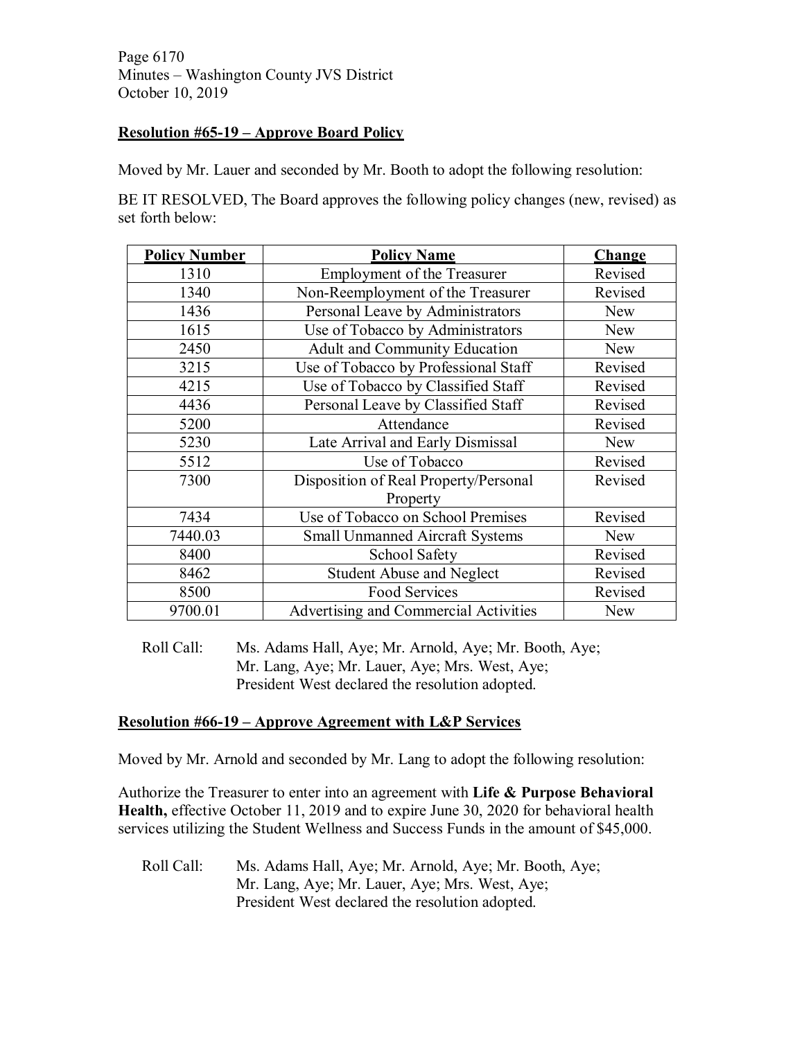### Resolution #65-19 – Approve Board Policy

Moved by Mr. Lauer and seconded by Mr. Booth to adopt the following resolution:

BE IT RESOLVED, The Board approves the following policy changes (new, revised) as set forth below:

| Policy Number | Policy Name | Change |
|---|---|---|
| 1310 | Employment of the Treasurer | Revised |
| 1340 | Non-Reemployment of the Treasurer | Revised |
| 1436 | Personal Leave by Administrators | New |
| 1615 | Use of Tobacco by Administrators | New |
| 2450 | Adult and Community Education | New |
| 3215 | Use of Tobacco by Professional Staff | Revised |
| 4215 | Use of Tobacco by Classified Staff | Revised |
| 4436 | Personal Leave by Classified Staff | Revised |
| 5200 | Attendance | Revised |
| 5230 | Late Arrival and Early Dismissal | New |
| 5512 | Use of Tobacco | Revised |
| 7300 | Disposition of Real Property/Personal Property | Revised |
| 7434 | Use of Tobacco on School Premises | Revised |
| 7440.03 | Small Unmanned Aircraft Systems | New |
| 8400 | School Safety | Revised |
| 8462 | Student Abuse and Neglect | Revised |
| 8500 | Food Services | Revised |
| 9700.01 | Advertising and Commercial Activities | New |

Roll Call: Ms. Adams Hall, Aye; Mr. Arnold, Aye; Mr. Booth, Aye; Mr. Lang, Aye; Mr. Lauer, Aye; Mrs. West, Aye; President West declared the resolution adopted.

### Resolution #66-19 – Approve Agreement with L&P Services

Moved by Mr. Arnold and seconded by Mr. Lang to adopt the following resolution:

Authorize the Treasurer to enter into an agreement with **Life & Purpose Behavioral Health,** effective October 11, 2019 and to expire June 30, 2020 for behavioral health services utilizing the Student Wellness and Success Funds in the amount of $45,000.

Roll Call: Ms. Adams Hall, Aye; Mr. Arnold, Aye; Mr. Booth, Aye; Mr. Lang, Aye; Mr. Lauer, Aye; Mrs. West, Aye; President West declared the resolution adopted.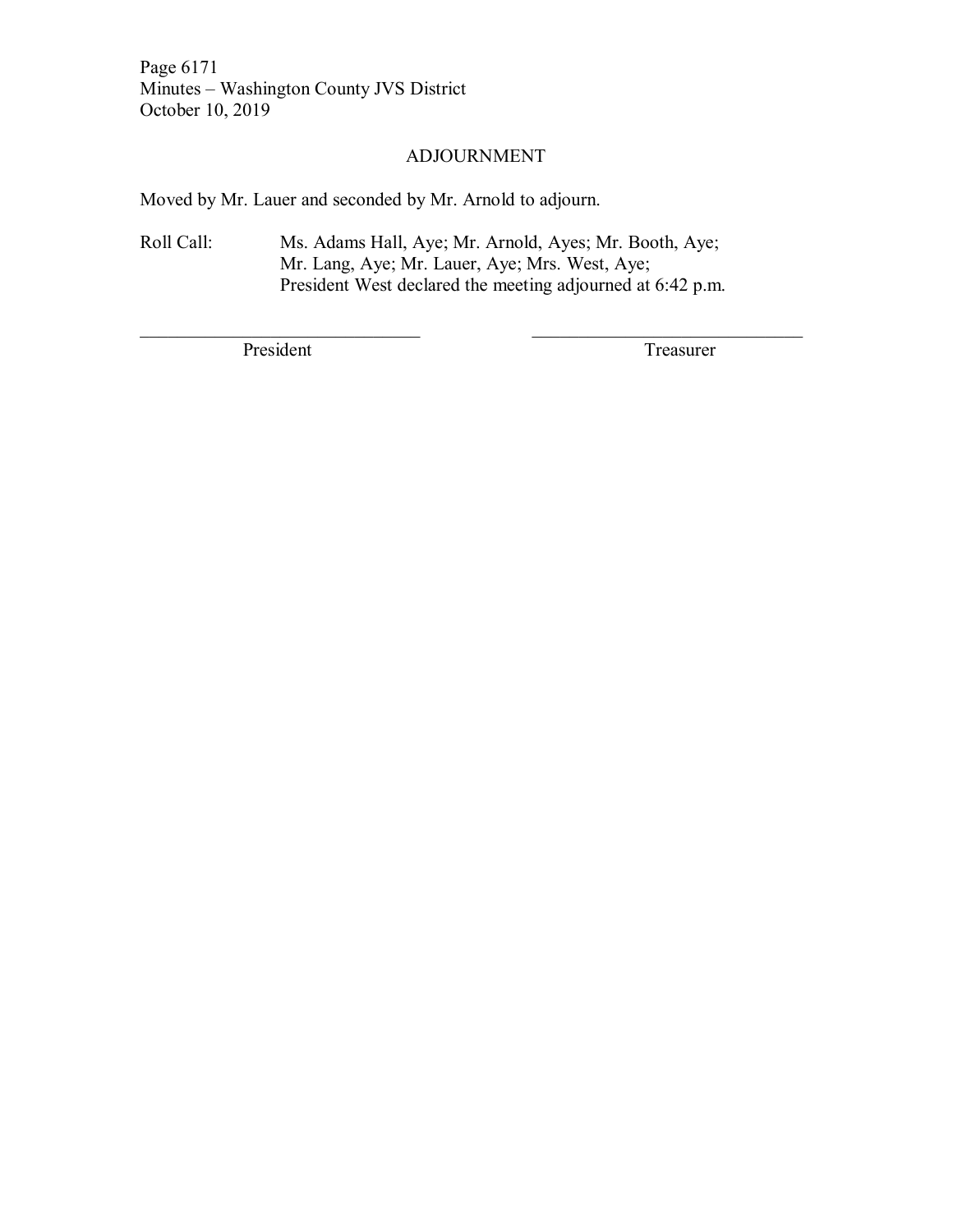## ADJOURNMENT

Moved by Mr. Lauer and seconded by Mr. Arnold to adjourn.

Roll Call: Ms. Adams Hall, Aye; Mr. Arnold, Ayes; Mr. Booth, Aye; Mr. Lang, Aye; Mr. Lauer, Aye; Mrs. West, Aye; President West declared the meeting adjourned at 6:42 p.m.

\_\_\_\_\_\_\_\_\_\_\_\_\_\_\_\_\_\_\_\_\_\_\_\_\_\_\_\_\_\_ President

\_\_\_\_\_\_\_\_\_\_\_\_\_\_\_\_\_\_\_\_\_\_\_\_\_\_\_\_\_\_ Treasurer